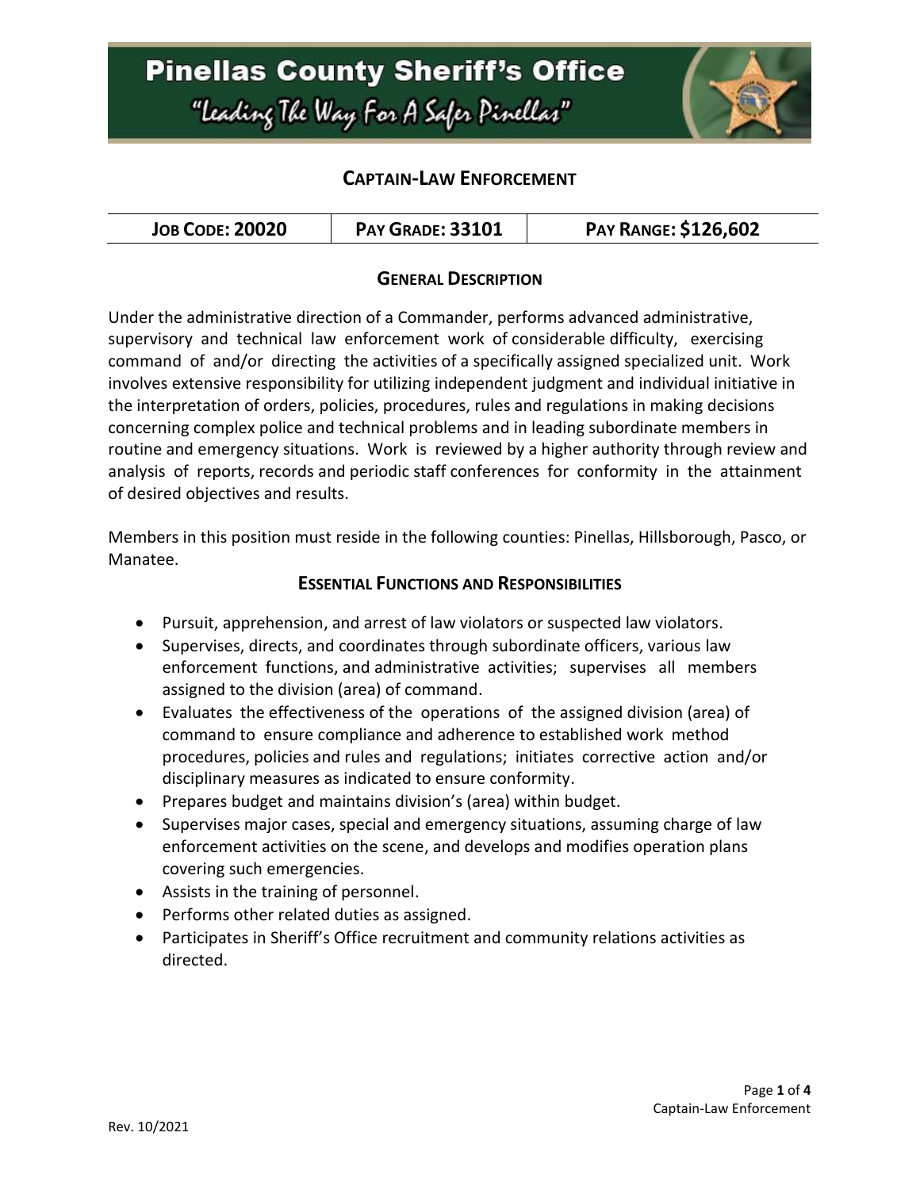# Pinellas County Sheriff's Office

*"Leading The Way For A Safer Pinellas"*

## CAPTAIN-LAW ENFORCEMENT

| JOB CODE: 20020 | PAY GRADE: 33101 | PAY RANGE: $126,602 |
|---|---|---|

### GENERAL DESCRIPTION

Under the administrative direction of a Commander, performs advanced administrative, supervisory and technical law enforcement work of considerable difficulty, exercising command of and/or directing the activities of a specifically assigned specialized unit. Work involves extensive responsibility for utilizing independent judgment and individual initiative in the interpretation of orders, policies, procedures, rules and regulations in making decisions concerning complex police and technical problems and in leading subordinate members in routine and emergency situations. Work is reviewed by a higher authority through review and analysis of reports, records and periodic staff conferences for conformity in the attainment of desired objectives and results.

Members in this position must reside in the following counties: Pinellas, Hillsborough, Pasco, or Manatee.

### ESSENTIAL FUNCTIONS AND RESPONSIBILITIES

- Pursuit, apprehension, and arrest of law violators or suspected law violators.
- Supervises, directs, and coordinates through subordinate officers, various law enforcement functions, and administrative activities; supervises all members assigned to the division (area) of command.
- Evaluates the effectiveness of the operations of the assigned division (area) of command to ensure compliance and adherence to established work method procedures, policies and rules and regulations; initiates corrective action and/or disciplinary measures as indicated to ensure conformity.
- Prepares budget and maintains division's (area) within budget.
- Supervises major cases, special and emergency situations, assuming charge of law enforcement activities on the scene, and develops and modifies operation plans covering such emergencies.
- Assists in the training of personnel.
- Performs other related duties as assigned.
- Participates in Sheriff's Office recruitment and community relations activities as directed.

Rev. 10/2021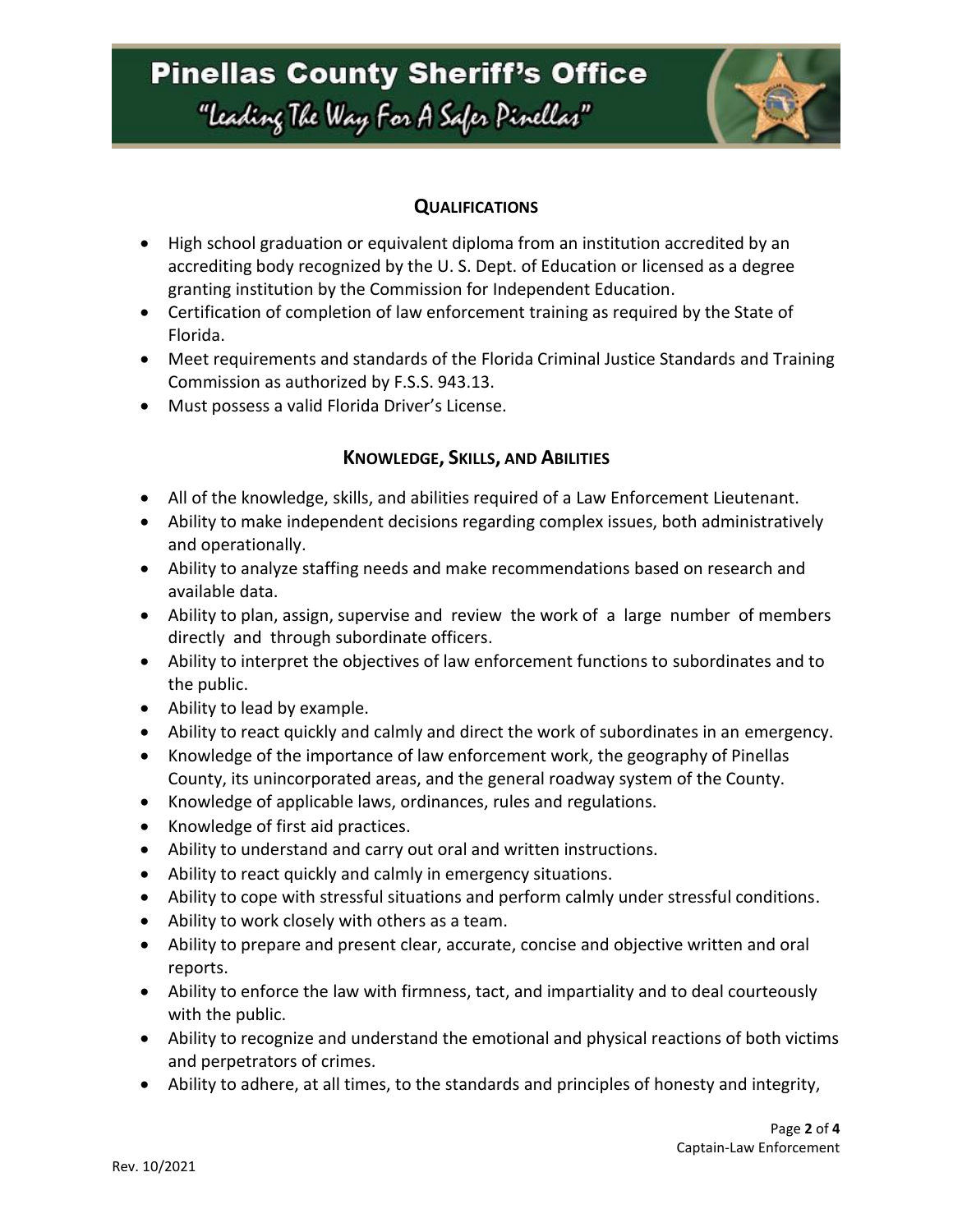## Qualifications

- High school graduation or equivalent diploma from an institution accredited by an accrediting body recognized by the U. S. Dept. of Education or licensed as a degree granting institution by the Commission for Independent Education.
- Certification of completion of law enforcement training as required by the State of Florida.
- Meet requirements and standards of the Florida Criminal Justice Standards and Training Commission as authorized by F.S.S. 943.13.
- Must possess a valid Florida Driver's License.

## Knowledge, Skills, and Abilities

- All of the knowledge, skills, and abilities required of a Law Enforcement Lieutenant.
- Ability to make independent decisions regarding complex issues, both administratively and operationally.
- Ability to analyze staffing needs and make recommendations based on research and available data.
- Ability to plan, assign, supervise and review the work of a large number of members directly and through subordinate officers.
- Ability to interpret the objectives of law enforcement functions to subordinates and to the public.
- Ability to lead by example.
- Ability to react quickly and calmly and direct the work of subordinates in an emergency.
- Knowledge of the importance of law enforcement work, the geography of Pinellas County, its unincorporated areas, and the general roadway system of the County.
- Knowledge of applicable laws, ordinances, rules and regulations.
- Knowledge of first aid practices.
- Ability to understand and carry out oral and written instructions.
- Ability to react quickly and calmly in emergency situations.
- Ability to cope with stressful situations and perform calmly under stressful conditions.
- Ability to work closely with others as a team.
- Ability to prepare and present clear, accurate, concise and objective written and oral reports.
- Ability to enforce the law with firmness, tact, and impartiality and to deal courteously with the public.
- Ability to recognize and understand the emotional and physical reactions of both victims and perpetrators of crimes.
- Ability to adhere, at all times, to the standards and principles of honesty and integrity,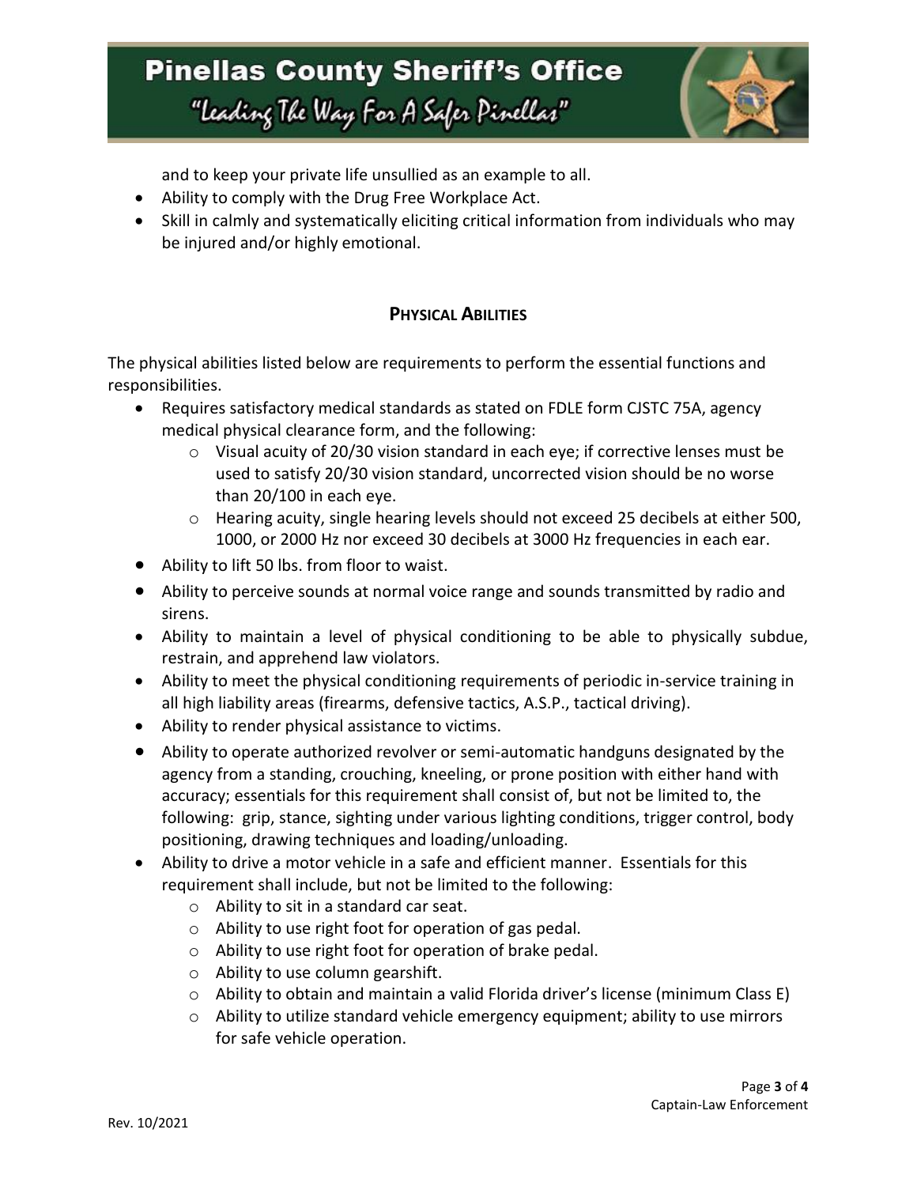and to keep your private life unsullied as an example to all.

- Ability to comply with the Drug Free Workplace Act.
- Skill in calmly and systematically eliciting critical information from individuals who may be injured and/or highly emotional.

## PHYSICAL ABILITIES

The physical abilities listed below are requirements to perform the essential functions and responsibilities.

- Requires satisfactory medical standards as stated on FDLE form CJSTC 75A, agency medical physical clearance form, and the following:
  - Visual acuity of 20/30 vision standard in each eye; if corrective lenses must be used to satisfy 20/30 vision standard, uncorrected vision should be no worse than 20/100 in each eye.
  - Hearing acuity, single hearing levels should not exceed 25 decibels at either 500, 1000, or 2000 Hz nor exceed 30 decibels at 3000 Hz frequencies in each ear.
- Ability to lift 50 lbs. from floor to waist.
- Ability to perceive sounds at normal voice range and sounds transmitted by radio and sirens.
- Ability to maintain a level of physical conditioning to be able to physically subdue, restrain, and apprehend law violators.
- Ability to meet the physical conditioning requirements of periodic in-service training in all high liability areas (firearms, defensive tactics, A.S.P., tactical driving).
- Ability to render physical assistance to victims.
- Ability to operate authorized revolver or semi-automatic handguns designated by the agency from a standing, crouching, kneeling, or prone position with either hand with accuracy; essentials for this requirement shall consist of, but not be limited to, the following: grip, stance, sighting under various lighting conditions, trigger control, body positioning, drawing techniques and loading/unloading.
- Ability to drive a motor vehicle in a safe and efficient manner. Essentials for this requirement shall include, but not be limited to the following:
  - Ability to sit in a standard car seat.
  - Ability to use right foot for operation of gas pedal.
  - Ability to use right foot for operation of brake pedal.
  - Ability to use column gearshift.
  - Ability to obtain and maintain a valid Florida driver's license (minimum Class E)
  - Ability to utilize standard vehicle emergency equipment; ability to use mirrors for safe vehicle operation.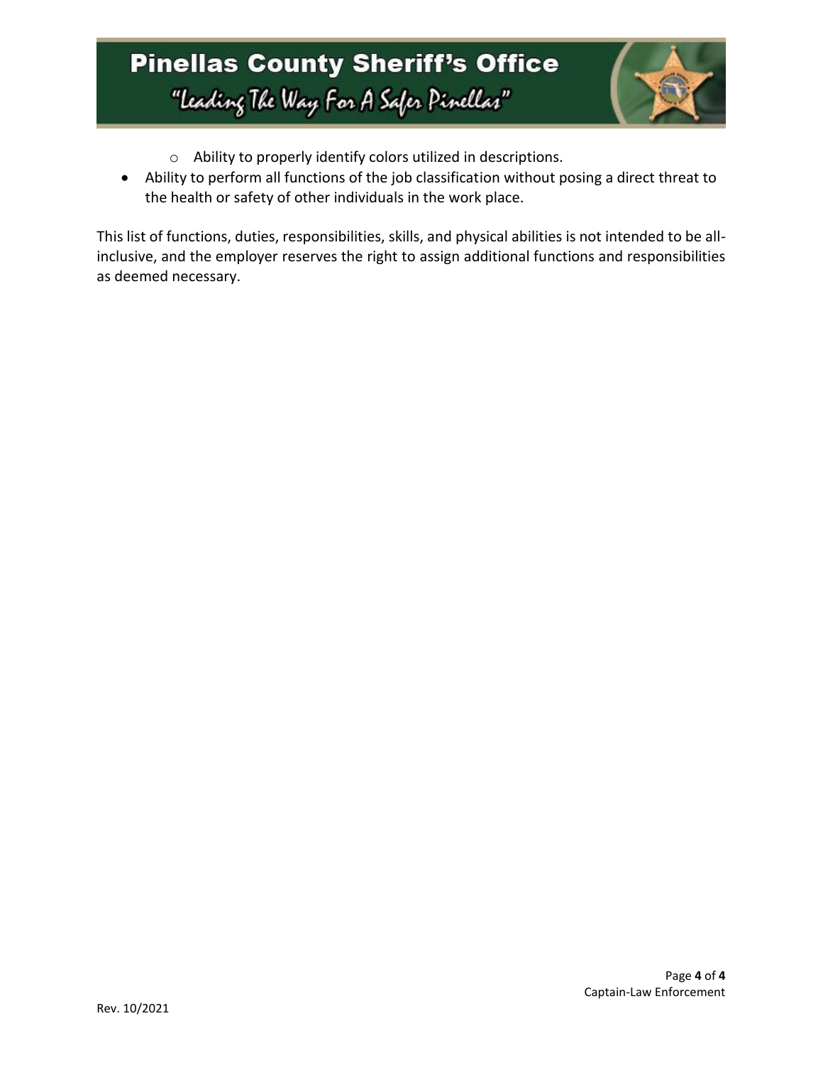- Ability to properly identify colors utilized in descriptions.
- Ability to perform all functions of the job classification without posing a direct threat to the health or safety of other individuals in the work place.

This list of functions, duties, responsibilities, skills, and physical abilities is not intended to be all-inclusive, and the employer reserves the right to assign additional functions and responsibilities as deemed necessary.